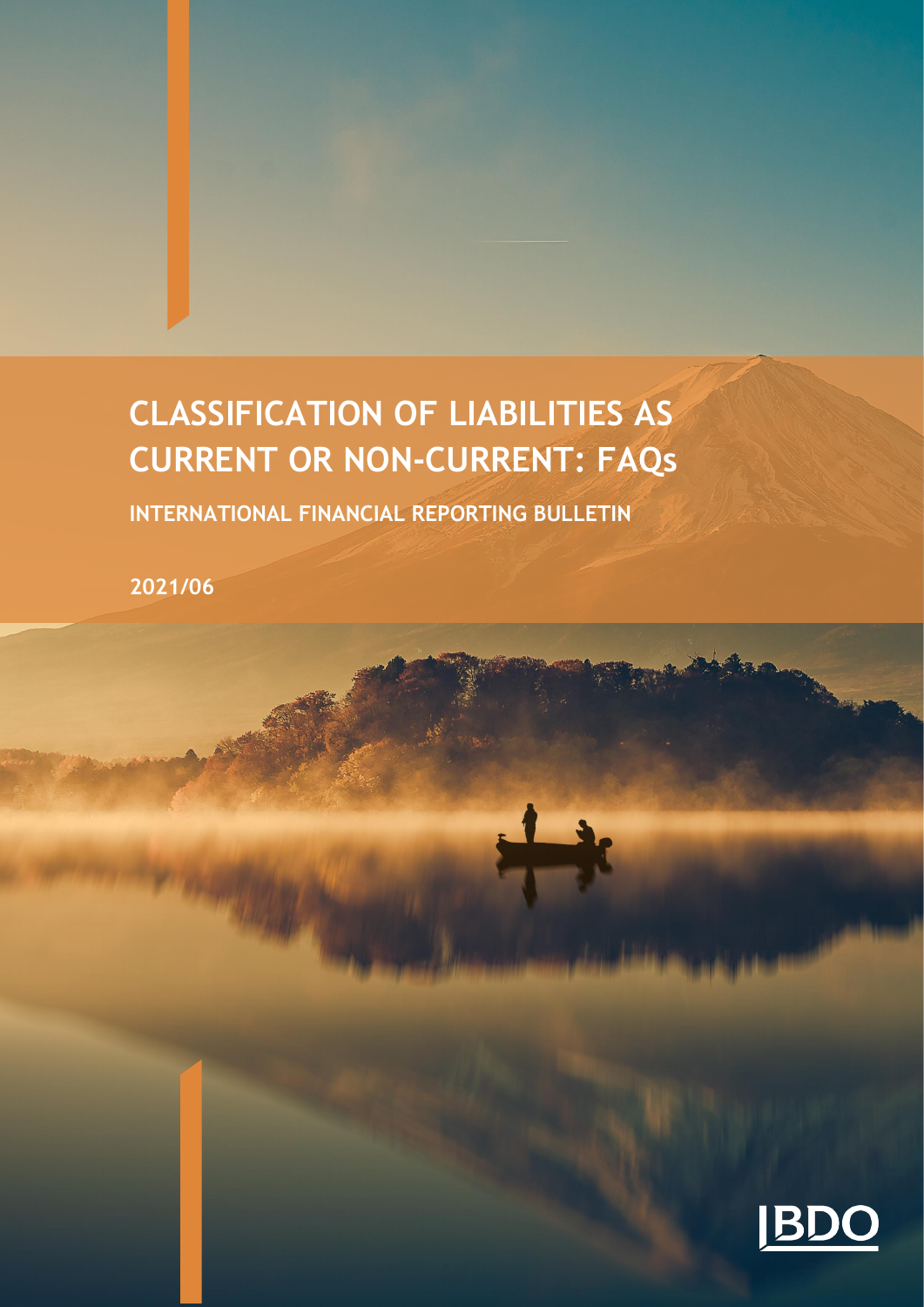# CLASSIFICATION OF LIABILITIES AS CURRENT OR NON-CURRENT: FAQs

**INTERNATIONAL FINANCIAL REPORTING BULLETIN**

**2021/06**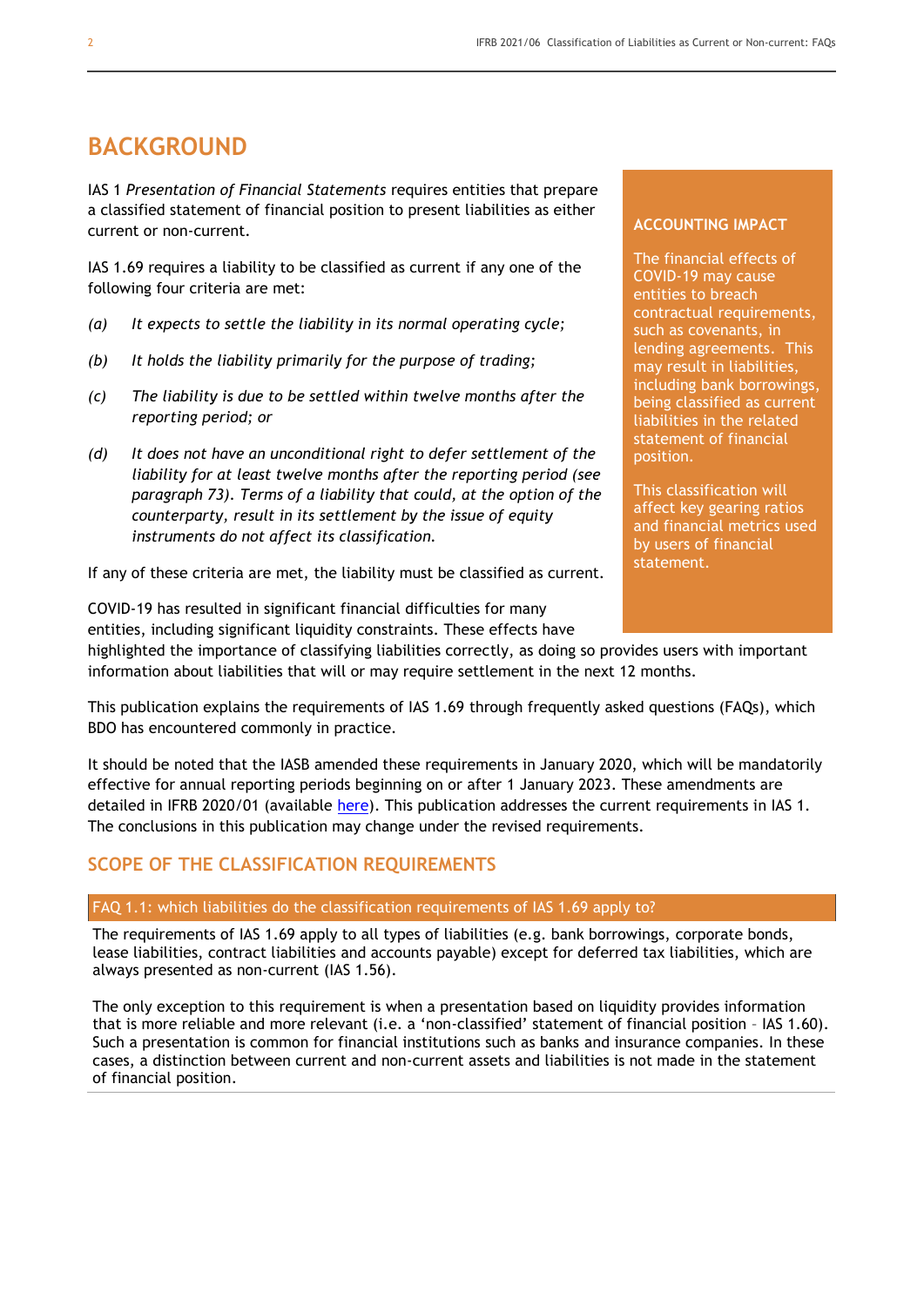# BACKGROUND

IAS 1 *Presentation of Financial Statements* requires entities that prepare a classified statement of financial position to present liabilities as either current or non-current.

IAS 1.69 requires a liability to be classified as current if any one of the following four criteria are met:

*(a) It expects to settle the liability in its normal operating cycle;*

*(b) It holds the liability primarily for the purpose of trading;*

*(c) The liability is due to be settled within twelve months after the reporting period; or*

*(d) It does not have an unconditional right to defer settlement of the liability for at least twelve months after the reporting period (see paragraph 73). Terms of a liability that could, at the option of the counterparty, result in its settlement by the issue of equity instruments do not affect its classification.*

If any of these criteria are met, the liability must be classified as current.

COVID-19 has resulted in significant financial difficulties for many entities, including significant liquidity constraints. These effects have highlighted the importance of classifying liabilities correctly, as doing so provides users with important information about liabilities that will or may require settlement in the next 12 months.

This publication explains the requirements of IAS 1.69 through frequently asked questions (FAQs), which BDO has encountered commonly in practice.

It should be noted that the IASB amended these requirements in January 2020, which will be mandatorily effective for annual reporting periods beginning on or after 1 January 2023. These amendments are detailed in IFRB 2020/01 (available here). This publication addresses the current requirements in IAS 1. The conclusions in this publication may change under the revised requirements.

**ACCOUNTING IMPACT**

The financial effects of COVID-19 may cause entities to breach contractual requirements, such as covenants, in lending agreements. This may result in liabilities, including bank borrowings, being classified as current liabilities in the related statement of financial position.

This classification will affect key gearing ratios and financial metrics used by users of financial statement.

## SCOPE OF THE CLASSIFICATION REQUIREMENTS

### FAQ 1.1: which liabilities do the classification requirements of IAS 1.69 apply to?

The requirements of IAS 1.69 apply to all types of liabilities (e.g. bank borrowings, corporate bonds, lease liabilities, contract liabilities and accounts payable) except for deferred tax liabilities, which are always presented as non-current (IAS 1.56).

The only exception to this requirement is when a presentation based on liquidity provides information that is more reliable and more relevant (i.e. 'non-classified' statement of financial position – IAS 1.60). Such a presentation is common for financial institutions such as banks and insurance companies. In these cases, a distinction between current and non-current assets and liabilities is not made in the statement of financial position.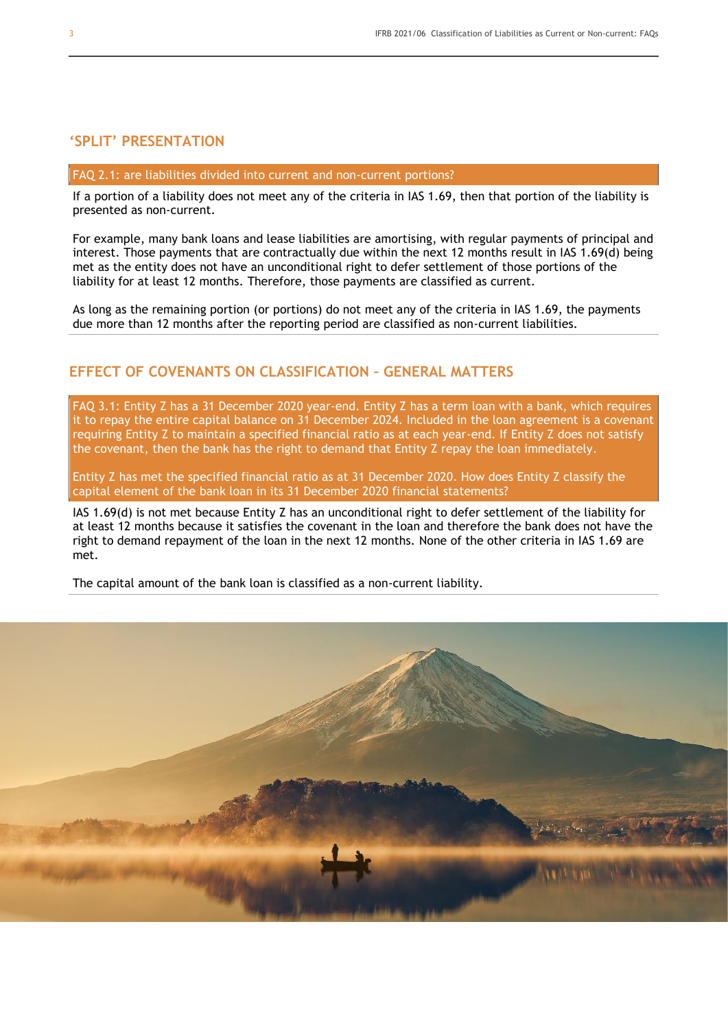## 'SPLIT' PRESENTATION

**FAQ 2.1: are liabilities divided into current and non-current portions?**

If a portion of a liability does not meet any of the criteria in IAS 1.69, then that portion of the liability is presented as non-current.

For example, many bank loans and lease liabilities are amortising, with regular payments of principal and interest. Those payments that are contractually due within the next 12 months result in IAS 1.69(d) being met as the entity does not have an unconditional right to defer settlement of those portions of the liability for at least 12 months. Therefore, those payments are classified as current.

As long as the remaining portion (or portions) do not meet any of the criteria in IAS 1.69, the payments due more than 12 months after the reporting period are classified as non-current liabilities.

## EFFECT OF COVENANTS ON CLASSIFICATION – GENERAL MATTERS

**FAQ 3.1: Entity Z has a 31 December 2020 year-end. Entity Z has a term loan with a bank, which requires it to repay the entire capital balance on 31 December 2024. Included in the loan agreement is a covenant requiring Entity Z to maintain a specified financial ratio as at each year-end. If Entity Z does not satisfy the covenant, then the bank has the right to demand that Entity Z repay the loan immediately.**

**Entity Z has met the specified financial ratio as at 31 December 2020. How does Entity Z classify the capital element of the bank loan in its 31 December 2020 financial statements?**

IAS 1.69(d) is not met because Entity Z has an unconditional right to defer settlement of the liability for at least 12 months because it satisfies the covenant in the loan and therefore the bank does not have the right to demand repayment of the loan in the next 12 months. None of the other criteria in IAS 1.69 are met.

The capital amount of the bank loan is classified as a non-current liability.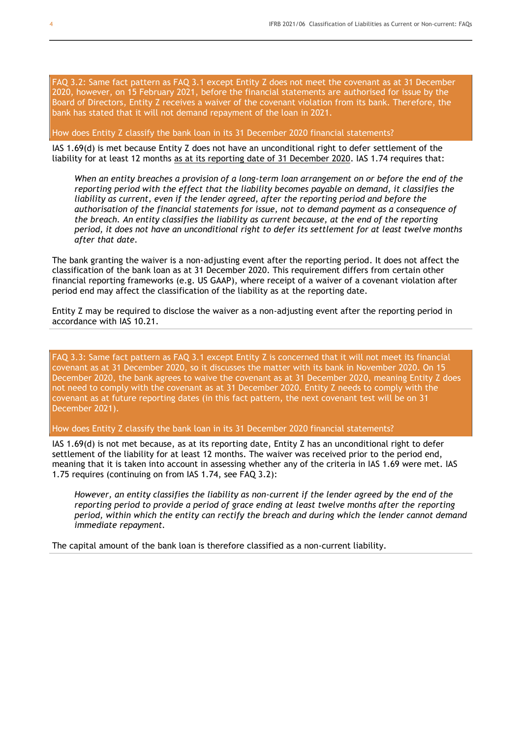**FAQ 3.2: Same fact pattern as FAQ 3.1 except Entity Z does not meet the covenant as at 31 December 2020, however, on 15 February 2021, before the financial statements are authorised for issue by the Board of Directors, Entity Z receives a waiver of the covenant violation from its bank. Therefore, the bank has stated that it will not demand repayment of the loan in 2021.**

**How does Entity Z classify the bank loan in its 31 December 2020 financial statements?**

IAS 1.69(d) is met because Entity Z does not have an unconditional right to defer settlement of the liability for at least 12 months <u>as at its reporting date of 31 December 2020</u>. IAS 1.74 requires that:

> *When an entity breaches a provision of a long-term loan arrangement on or before the end of the reporting period with the effect that the liability becomes payable on demand, it classifies the liability as current, even if the lender agreed, after the reporting period and before the authorisation of the financial statements for issue, not to demand payment as a consequence of the breach. An entity classifies the liability as current because, at the end of the reporting period, it does not have an unconditional right to defer its settlement for at least twelve months after that date.*

The bank granting the waiver is a non-adjusting event after the reporting period. It does not affect the classification of the bank loan as at 31 December 2020. This requirement differs from certain other financial reporting frameworks (e.g. US GAAP), where receipt of a waiver of a covenant violation after period end may affect the classification of the liability as at the reporting date.

Entity Z may be required to disclose the waiver as a non-adjusting event after the reporting period in accordance with IAS 10.21.

**FAQ 3.3: Same fact pattern as FAQ 3.1 except Entity Z is concerned that it will not meet its financial covenant as at 31 December 2020, so it discusses the matter with its bank in November 2020. On 15 December 2020, the bank agrees to waive the covenant as at 31 December 2020, meaning Entity Z does not need to comply with the covenant as at 31 December 2020. Entity Z needs to comply with the covenant as at future reporting dates (in this fact pattern, the next covenant test will be on 31 December 2021).**

**How does Entity Z classify the bank loan in its 31 December 2020 financial statements?**

IAS 1.69(d) is not met because, as at its reporting date, Entity Z has an unconditional right to defer settlement of the liability for at least 12 months. The waiver was received prior to the period end, meaning that it is taken into account in assessing whether any of the criteria in IAS 1.69 were met. IAS 1.75 requires (continuing on from IAS 1.74, see FAQ 3.2):

> *However, an entity classifies the liability as non-current if the lender agreed by the end of the reporting period to provide a period of grace ending at least twelve months after the reporting period, within which the entity can rectify the breach and during which the lender cannot demand immediate repayment.*

The capital amount of the bank loan is therefore classified as a non-current liability.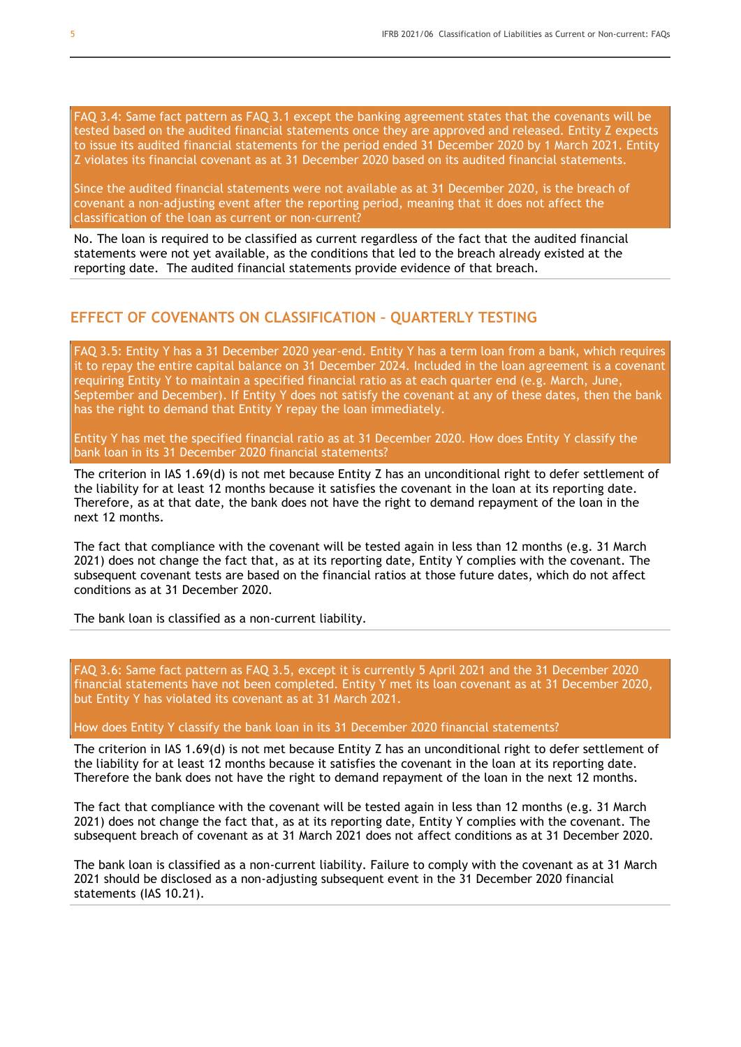FAQ 3.4: Same fact pattern as FAQ 3.1 except the banking agreement states that the covenants will be tested based on the audited financial statements once they are approved and released. Entity Z expects to issue its audited financial statements for the period ended 31 December 2020 by 1 March 2021. Entity Z violates its financial covenant as at 31 December 2020 based on its audited financial statements.

Since the audited financial statements were not available as at 31 December 2020, is the breach of covenant a non-adjusting event after the reporting period, meaning that it does not affect the classification of the loan as current or non-current?

No. The loan is required to be classified as current regardless of the fact that the audited financial statements were not yet available, as the conditions that led to the breach already existed at the reporting date. The audited financial statements provide evidence of that breach.

## EFFECT OF COVENANTS ON CLASSIFICATION – QUARTERLY TESTING

FAQ 3.5: Entity Y has a 31 December 2020 year-end. Entity Y has a term loan from a bank, which requires it to repay the entire capital balance on 31 December 2024. Included in the loan agreement is a covenant requiring Entity Y to maintain a specified financial ratio as at each quarter end (e.g. March, June, September and December). If Entity Y does not satisfy the covenant at any of these dates, then the bank has the right to demand that Entity Y repay the loan immediately.

Entity Y has met the specified financial ratio as at 31 December 2020. How does Entity Y classify the bank loan in its 31 December 2020 financial statements?

The criterion in IAS 1.69(d) is not met because Entity Z has an unconditional right to defer settlement of the liability for at least 12 months because it satisfies the covenant in the loan at its reporting date. Therefore, as at that date, the bank does not have the right to demand repayment of the loan in the next 12 months.

The fact that compliance with the covenant will be tested again in less than 12 months (e.g. 31 March 2021) does not change the fact that, as at its reporting date, Entity Y complies with the covenant. The subsequent covenant tests are based on the financial ratios at those future dates, which do not affect conditions as at 31 December 2020.

The bank loan is classified as a non-current liability.

FAQ 3.6: Same fact pattern as FAQ 3.5, except it is currently 5 April 2021 and the 31 December 2020 financial statements have not been completed. Entity Y met its loan covenant as at 31 December 2020, but Entity Y has violated its covenant as at 31 March 2021.

How does Entity Y classify the bank loan in its 31 December 2020 financial statements?

The criterion in IAS 1.69(d) is not met because Entity Z has an unconditional right to defer settlement of the liability for at least 12 months because it satisfies the covenant in the loan at its reporting date. Therefore the bank does not have the right to demand repayment of the loan in the next 12 months.

The fact that compliance with the covenant will be tested again in less than 12 months (e.g. 31 March 2021) does not change the fact that, as at its reporting date, Entity Y complies with the covenant. The subsequent breach of covenant as at 31 March 2021 does not affect conditions as at 31 December 2020.

The bank loan is classified as a non-current liability. Failure to comply with the covenant as at 31 March 2021 should be disclosed as a non-adjusting subsequent event in the 31 December 2020 financial statements (IAS 10.21).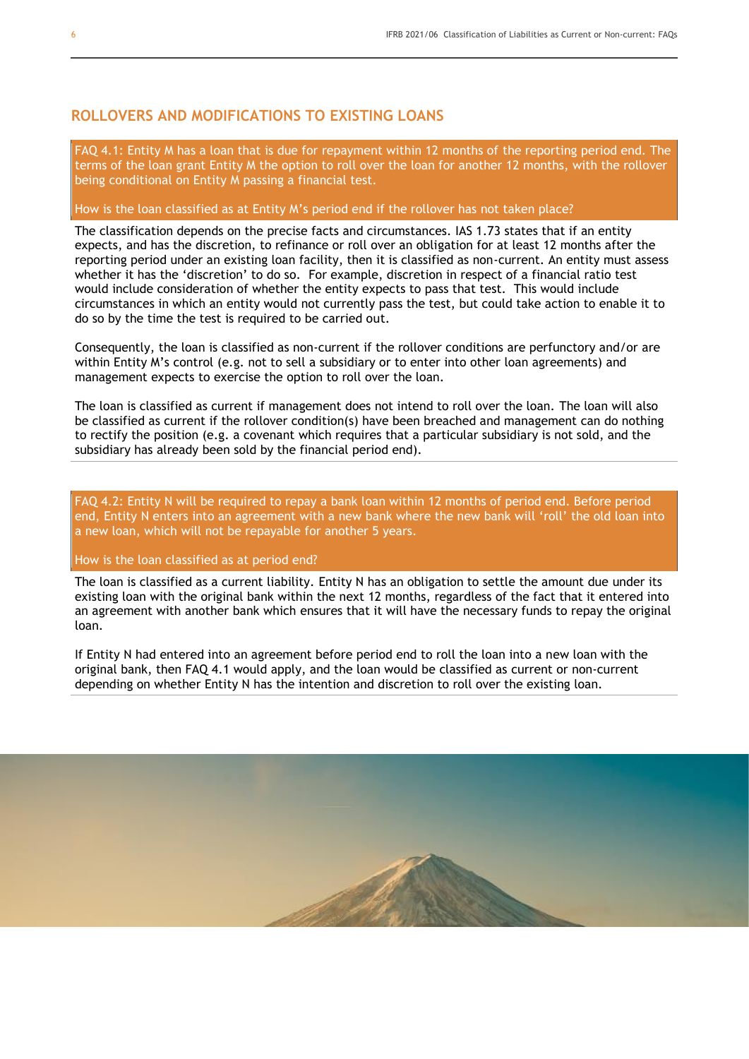## ROLLOVERS AND MODIFICATIONS TO EXISTING LOANS

**FAQ 4.1: Entity M has a loan that is due for repayment within 12 months of the reporting period end. The terms of the loan grant Entity M the option to roll over the loan for another 12 months, with the rollover being conditional on Entity M passing a financial test.**

**How is the loan classified as at Entity M's period end if the rollover has not taken place?**

The classification depends on the precise facts and circumstances. IAS 1.73 states that if an entity expects, and has the discretion, to refinance or roll over an obligation for at least 12 months after the reporting period under an existing loan facility, then it is classified as non-current. An entity must assess whether it has the 'discretion' to do so. For example, discretion in respect of a financial ratio test would include consideration of whether the entity expects to pass that test. This would include circumstances in which an entity would not currently pass the test, but could take action to enable it to do so by the time the test is required to be carried out.

Consequently, the loan is classified as non-current if the rollover conditions are perfunctory and/or are within Entity M's control (e.g. not to sell a subsidiary or to enter into other loan agreements) and management expects to exercise the option to roll over the loan.

The loan is classified as current if management does not intend to roll over the loan. The loan will also be classified as current if the rollover condition(s) have been breached and management can do nothing to rectify the position (e.g. a covenant which requires that a particular subsidiary is not sold, and the subsidiary has already been sold by the financial period end).

**FAQ 4.2: Entity N will be required to repay a bank loan within 12 months of period end. Before period end, Entity N enters into an agreement with a new bank where the new bank will 'roll' the old loan into a new loan, which will not be repayable for another 5 years.**

**How is the loan classified as at period end?**

The loan is classified as a current liability. Entity N has an obligation to settle the amount due under its existing loan with the original bank within the next 12 months, regardless of the fact that it entered into an agreement with another bank which ensures that it will have the necessary funds to repay the original loan.

If Entity N had entered into an agreement before period end to roll the loan into a new loan with the original bank, then FAQ 4.1 would apply, and the loan would be classified as current or non-current depending on whether Entity N has the intention and discretion to roll over the existing loan.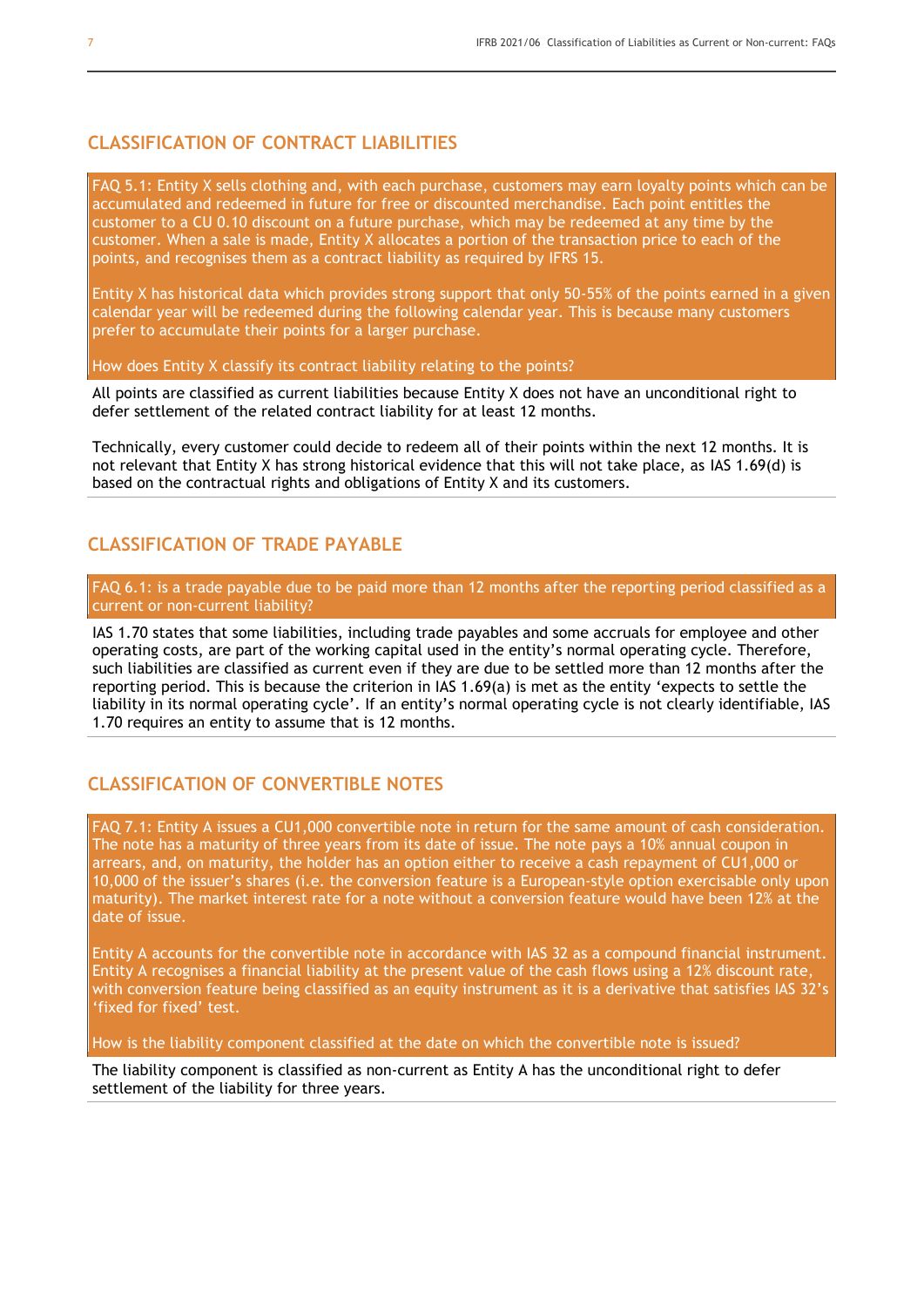## CLASSIFICATION OF CONTRACT LIABILITIES

FAQ 5.1: Entity X sells clothing and, with each purchase, customers may earn loyalty points which can be accumulated and redeemed in future for free or discounted merchandise. Each point entitles the customer to a CU 0.10 discount on a future purchase, which may be redeemed at any time by the customer. When a sale is made, Entity X allocates a portion of the transaction price to each of the points, and recognises them as a contract liability as required by IFRS 15.

Entity X has historical data which provides strong support that only 50-55% of the points earned in a given calendar year will be redeemed during the following calendar year. This is because many customers prefer to accumulate their points for a larger purchase.

How does Entity X classify its contract liability relating to the points?

All points are classified as current liabilities because Entity X does not have an unconditional right to defer settlement of the related contract liability for at least 12 months.

Technically, every customer could decide to redeem all of their points within the next 12 months. It is not relevant that Entity X has strong historical evidence that this will not take place, as IAS 1.69(d) is based on the contractual rights and obligations of Entity X and its customers.

## CLASSIFICATION OF TRADE PAYABLE

FAQ 6.1: is a trade payable due to be paid more than 12 months after the reporting period classified as a current or non-current liability?

IAS 1.70 states that some liabilities, including trade payables and some accruals for employee and other operating costs, are part of the working capital used in the entity's normal operating cycle. Therefore, such liabilities are classified as current even if they are due to be settled more than 12 months after the reporting period. This is because the criterion in IAS 1.69(a) is met as the entity 'expects to settle the liability in its normal operating cycle'. If an entity's normal operating cycle is not clearly identifiable, IAS 1.70 requires an entity to assume that is 12 months.

## CLASSIFICATION OF CONVERTIBLE NOTES

FAQ 7.1: Entity A issues a CU1,000 convertible note in return for the same amount of cash consideration. The note has a maturity of three years from its date of issue. The note pays a 10% annual coupon in arrears, and, on maturity, the holder has an option either to receive a cash repayment of CU1,000 or 10,000 of the issuer's shares (i.e. the conversion feature is a European-style option exercisable only upon maturity). The market interest rate for a note without a conversion feature would have been 12% at the date of issue.

Entity A accounts for the convertible note in accordance with IAS 32 as a compound financial instrument. Entity A recognises a financial liability at the present value of the cash flows using a 12% discount rate, with conversion feature being classified as an equity instrument as it is a derivative that satisfies IAS 32's 'fixed for fixed' test.

How is the liability component classified at the date on which the convertible note is issued?

The liability component is classified as non-current as Entity A has the unconditional right to defer settlement of the liability for three years.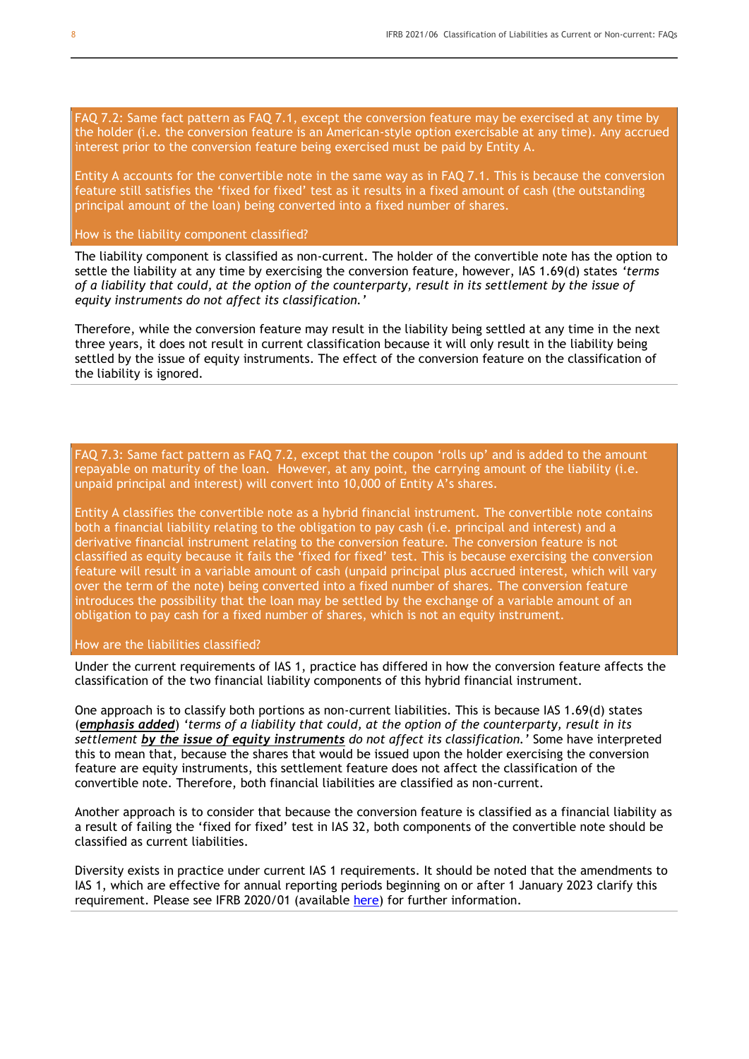FAQ 7.2: Same fact pattern as FAQ 7.1, except the conversion feature may be exercised at any time by the holder (i.e. the conversion feature is an American-style option exercisable at any time). Any accrued interest prior to the conversion feature being exercised must be paid by Entity A.

Entity A accounts for the convertible note in the same way as in FAQ 7.1. This is because the conversion feature still satisfies the 'fixed for fixed' test as it results in a fixed amount of cash (the outstanding principal amount of the loan) being converted into a fixed number of shares.

How is the liability component classified?

The liability component is classified as non-current. The holder of the convertible note has the option to settle the liability at any time by exercising the conversion feature, however, IAS 1.69(d) states *'terms of a liability that could, at the option of the counterparty, result in its settlement by the issue of equity instruments do not affect its classification.'*

Therefore, while the conversion feature may result in the liability being settled at any time in the next three years, it does not result in current classification because it will only result in the liability being settled by the issue of equity instruments. The effect of the conversion feature on the classification of the liability is ignored.

FAQ 7.3: Same fact pattern as FAQ 7.2, except that the coupon 'rolls up' and is added to the amount repayable on maturity of the loan. However, at any point, the carrying amount of the liability (i.e. unpaid principal and interest) will convert into 10,000 of Entity A's shares.

Entity A classifies the convertible note as a hybrid financial instrument. The convertible note contains both a financial liability relating to the obligation to pay cash (i.e. principal and interest) and a derivative financial instrument relating to the conversion feature. The conversion feature is not classified as equity because it fails the 'fixed for fixed' test. This is because exercising the conversion feature will result in a variable amount of cash (unpaid principal plus accrued interest, which will vary over the term of the note) being converted into a fixed number of shares. The conversion feature introduces the possibility that the loan may be settled by the exchange of a variable amount of an obligation to pay cash for a fixed number of shares, which is not an equity instrument.

How are the liabilities classified?

Under the current requirements of IAS 1, practice has differed in how the conversion feature affects the classification of the two financial liability components of this hybrid financial instrument.

One approach is to classify both portions as non-current liabilities. This is because IAS 1.69(d) states (***emphasis added***) *'terms of a liability that could, at the option of the counterparty, result in its settlement **by the issue of equity instruments** do not affect its classification.'* Some have interpreted this to mean that, because the shares that would be issued upon the holder exercising the conversion feature are equity instruments, this settlement feature does not affect the classification of the convertible note. Therefore, both financial liabilities are classified as non-current.

Another approach is to consider that because the conversion feature is classified as a financial liability as a result of failing the 'fixed for fixed' test in IAS 32, both components of the convertible note should be classified as current liabilities.

Diversity exists in practice under current IAS 1 requirements. It should be noted that the amendments to IAS 1, which are effective for annual reporting periods beginning on or after 1 January 2023 clarify this requirement. Please see IFRB 2020/01 (available here) for further information.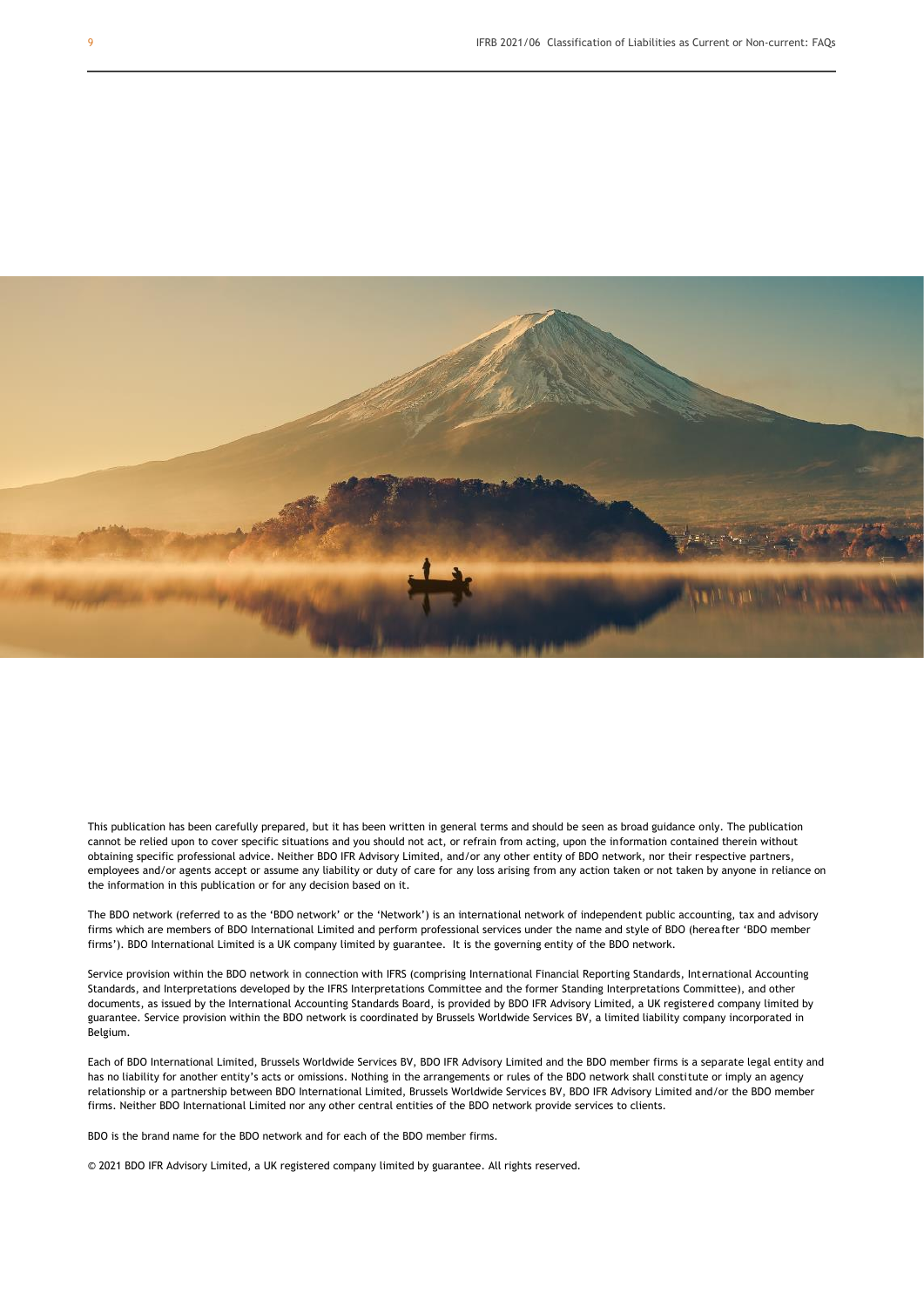This publication has been carefully prepared, but it has been written in general terms and should be seen as broad guidance only. The publication cannot be relied upon to cover specific situations and you should not act, or refrain from acting, upon the information contained therein without obtaining specific professional advice. Neither BDO IFR Advisory Limited, and/or any other entity of BDO network, nor their respective partners, employees and/or agents accept or assume any liability or duty of care for any loss arising from any action taken or not taken by anyone in reliance on the information in this publication or for any decision based on it.

The BDO network (referred to as the 'BDO network' or the 'Network') is an international network of independent public accounting, tax and advisory firms which are members of BDO International Limited and perform professional services under the name and style of BDO (hereafter 'BDO member firms'). BDO International Limited is a UK company limited by guarantee. It is the governing entity of the BDO network.

Service provision within the BDO network in connection with IFRS (comprising International Financial Reporting Standards, International Accounting Standards, and Interpretations developed by the IFRS Interpretations Committee and the former Standing Interpretations Committee), and other documents, as issued by the International Accounting Standards Board, is provided by BDO IFR Advisory Limited, a UK registered company limited by guarantee. Service provision within the BDO network is coordinated by Brussels Worldwide Services BV, a limited liability company incorporated in Belgium.

Each of BDO International Limited, Brussels Worldwide Services BV, BDO IFR Advisory Limited and the BDO member firms is a separate legal entity and has no liability for another entity's acts or omissions. Nothing in the arrangements or rules of the BDO network shall constitute or imply an agency relationship or a partnership between BDO International Limited, Brussels Worldwide Services BV, BDO IFR Advisory Limited and/or the BDO member firms. Neither BDO International Limited nor any other central entities of the BDO network provide services to clients.

BDO is the brand name for the BDO network and for each of the BDO member firms.

© 2021 BDO IFR Advisory Limited, a UK registered company limited by guarantee. All rights reserved.